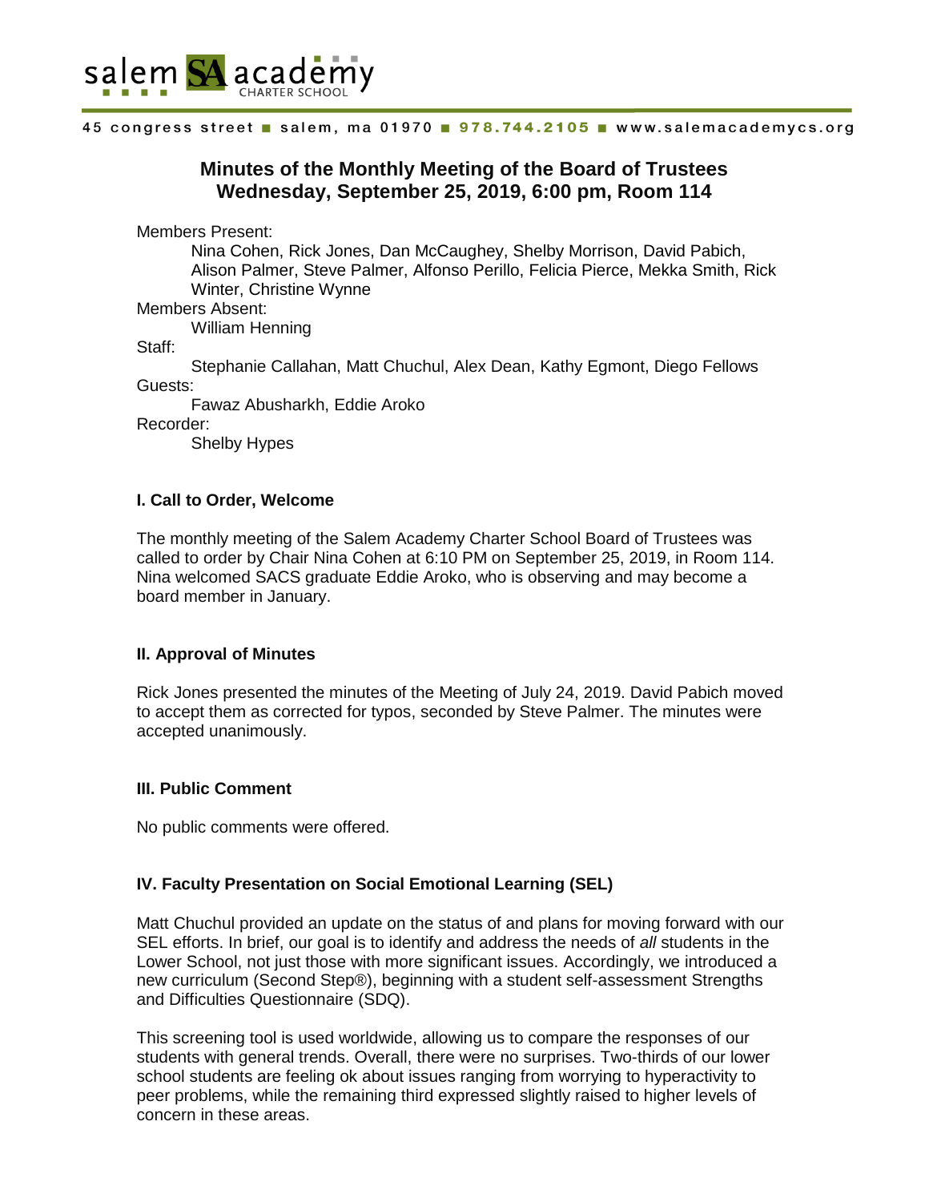salem SA academy CHARTER SCHOOL

45 congress street ■ salem, ma 01970 ■ 978.744.2105 ■ www.salemacademycs.org

# Minutes of the Monthly Meeting of the Board of Trustees
## Wednesday, September 25, 2019, 6:00 pm, Room 114

Members Present:
Nina Cohen, Rick Jones, Dan McCaughey, Shelby Morrison, David Pabich, Alison Palmer, Steve Palmer, Alfonso Perillo, Felicia Pierce, Mekka Smith, Rick Winter, Christine Wynne

Members Absent:
William Henning

Staff:
Stephanie Callahan, Matt Chuchul, Alex Dean, Kathy Egmont, Diego Fellows

Guests:
Fawaz Abusharkh, Eddie Aroko

Recorder:
Shelby Hypes

### I. Call to Order, Welcome

The monthly meeting of the Salem Academy Charter School Board of Trustees was called to order by Chair Nina Cohen at 6:10 PM on September 25, 2019, in Room 114. Nina welcomed SACS graduate Eddie Aroko, who is observing and may become a board member in January.

### II. Approval of Minutes

Rick Jones presented the minutes of the Meeting of July 24, 2019. David Pabich moved to accept them as corrected for typos, seconded by Steve Palmer. The minutes were accepted unanimously.

### III. Public Comment

No public comments were offered.

### IV. Faculty Presentation on Social Emotional Learning (SEL)

Matt Chuchul provided an update on the status of and plans for moving forward with our SEL efforts. In brief, our goal is to identify and address the needs of *all* students in the Lower School, not just those with more significant issues. Accordingly, we introduced a new curriculum (Second Step®), beginning with a student self-assessment Strengths and Difficulties Questionnaire (SDQ).

This screening tool is used worldwide, allowing us to compare the responses of our students with general trends. Overall, there were no surprises. Two-thirds of our lower school students are feeling ok about issues ranging from worrying to hyperactivity to peer problems, while the remaining third expressed slightly raised to higher levels of concern in these areas.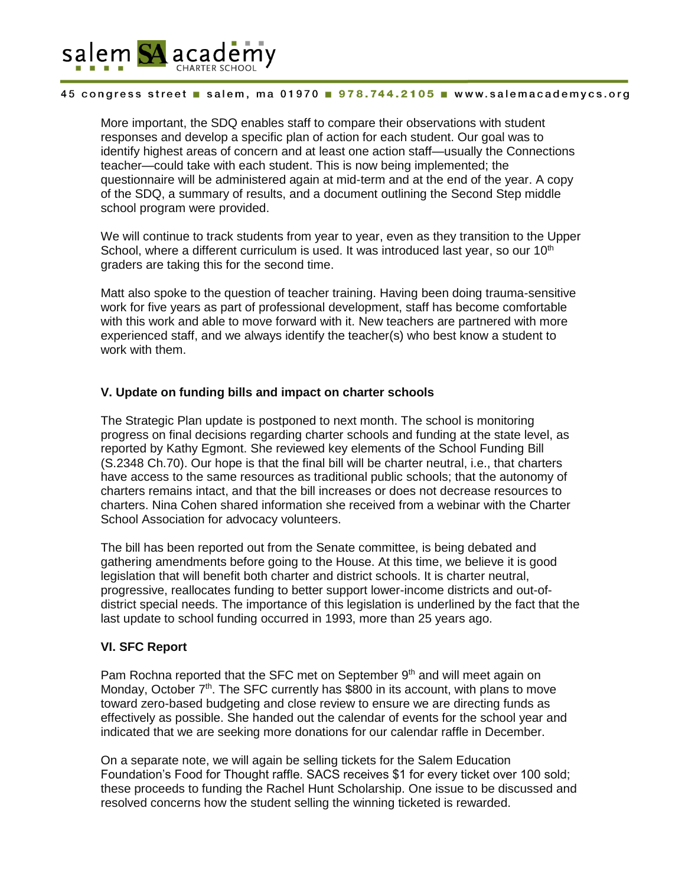More important, the SDQ enables staff to compare their observations with student responses and develop a specific plan of action for each student. Our goal was to identify highest areas of concern and at least one action staff—usually the Connections teacher—could take with each student. This is now being implemented; the questionnaire will be administered again at mid-term and at the end of the year. A copy of the SDQ, a summary of results, and a document outlining the Second Step middle school program were provided.

We will continue to track students from year to year, even as they transition to the Upper School, where a different curriculum is used. It was introduced last year, so our 10th graders are taking this for the second time.

Matt also spoke to the question of teacher training. Having been doing trauma-sensitive work for five years as part of professional development, staff has become comfortable with this work and able to move forward with it. New teachers are partnered with more experienced staff, and we always identify the teacher(s) who best know a student to work with them.

### V. Update on funding bills and impact on charter schools

The Strategic Plan update is postponed to next month. The school is monitoring progress on final decisions regarding charter schools and funding at the state level, as reported by Kathy Egmont. She reviewed key elements of the School Funding Bill (S.2348 Ch.70). Our hope is that the final bill will be charter neutral, i.e., that charters have access to the same resources as traditional public schools; that the autonomy of charters remains intact, and that the bill increases or does not decrease resources to charters. Nina Cohen shared information she received from a webinar with the Charter School Association for advocacy volunteers.

The bill has been reported out from the Senate committee, is being debated and gathering amendments before going to the House. At this time, we believe it is good legislation that will benefit both charter and district schools. It is charter neutral, progressive, reallocates funding to better support lower-income districts and out-of-district special needs. The importance of this legislation is underlined by the fact that the last update to school funding occurred in 1993, more than 25 years ago.

### VI. SFC Report

Pam Rochna reported that the SFC met on September 9th and will meet again on Monday, October 7th. The SFC currently has $800 in its account, with plans to move toward zero-based budgeting and close review to ensure we are directing funds as effectively as possible. She handed out the calendar of events for the school year and indicated that we are seeking more donations for our calendar raffle in December.

On a separate note, we will again be selling tickets for the Salem Education Foundation's Food for Thought raffle. SACS receives $1 for every ticket over 100 sold; these proceeds to funding the Rachel Hunt Scholarship. One issue to be discussed and resolved concerns how the student selling the winning ticketed is rewarded.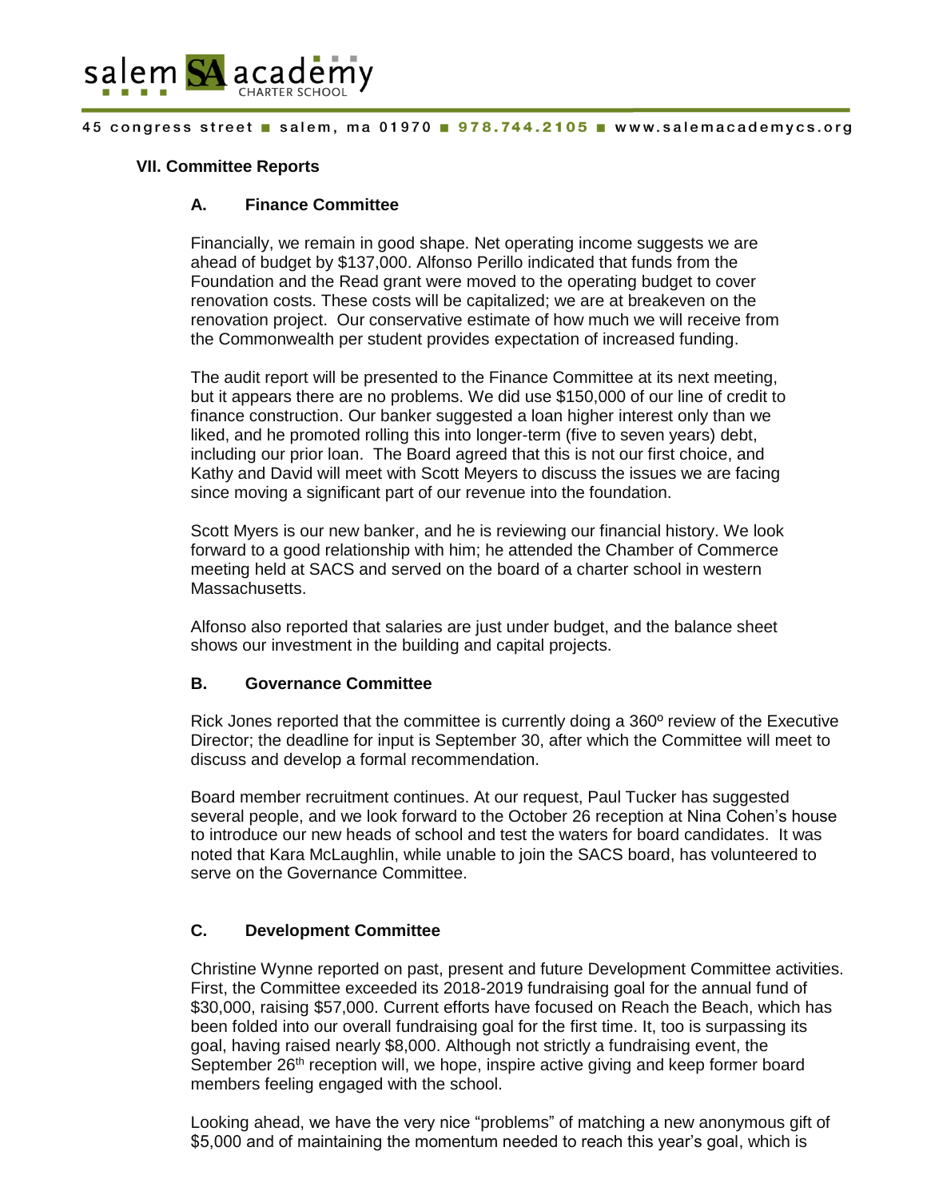### VII. Committee Reports

#### A. Finance Committee

Financially, we remain in good shape. Net operating income suggests we are ahead of budget by $137,000. Alfonso Perillo indicated that funds from the Foundation and the Read grant were moved to the operating budget to cover renovation costs. These costs will be capitalized; we are at breakeven on the renovation project. Our conservative estimate of how much we will receive from the Commonwealth per student provides expectation of increased funding.

The audit report will be presented to the Finance Committee at its next meeting, but it appears there are no problems. We did use $150,000 of our line of credit to finance construction. Our banker suggested a loan higher interest only than we liked, and he promoted rolling this into longer-term (five to seven years) debt, including our prior loan. The Board agreed that this is not our first choice, and Kathy and David will meet with Scott Meyers to discuss the issues we are facing since moving a significant part of our revenue into the foundation.

Scott Myers is our new banker, and he is reviewing our financial history. We look forward to a good relationship with him; he attended the Chamber of Commerce meeting held at SACS and served on the board of a charter school in western Massachusetts.

Alfonso also reported that salaries are just under budget, and the balance sheet shows our investment in the building and capital projects.

#### B. Governance Committee

Rick Jones reported that the committee is currently doing a 360º review of the Executive Director; the deadline for input is September 30, after which the Committee will meet to discuss and develop a formal recommendation.

Board member recruitment continues. At our request, Paul Tucker has suggested several people, and we look forward to the October 26 reception at Nina Cohen's house to introduce our new heads of school and test the waters for board candidates. It was noted that Kara McLaughlin, while unable to join the SACS board, has volunteered to serve on the Governance Committee.

#### C. Development Committee

Christine Wynne reported on past, present and future Development Committee activities. First, the Committee exceeded its 2018-2019 fundraising goal for the annual fund of $30,000, raising $57,000. Current efforts have focused on Reach the Beach, which has been folded into our overall fundraising goal for the first time. It, too is surpassing its goal, having raised nearly $8,000. Although not strictly a fundraising event, the September 26th reception will, we hope, inspire active giving and keep former board members feeling engaged with the school.

Looking ahead, we have the very nice "problems" of matching a new anonymous gift of $5,000 and of maintaining the momentum needed to reach this year's goal, which is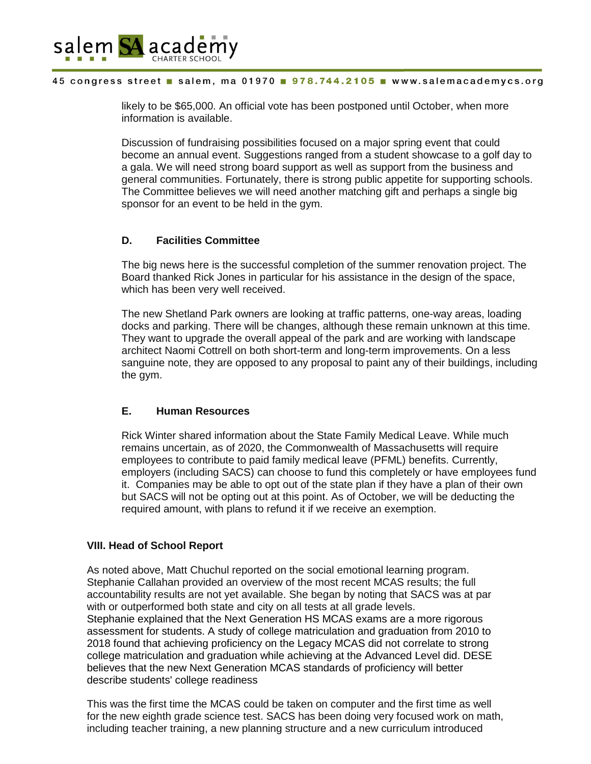likely to be $65,000. An official vote has been postponed until October, when more information is available.

Discussion of fundraising possibilities focused on a major spring event that could become an annual event. Suggestions ranged from a student showcase to a golf day to a gala. We will need strong board support as well as support from the business and general communities. Fortunately, there is strong public appetite for supporting schools. The Committee believes we will need another matching gift and perhaps a single big sponsor for an event to be held in the gym.

### D. Facilities Committee

The big news here is the successful completion of the summer renovation project. The Board thanked Rick Jones in particular for his assistance in the design of the space, which has been very well received.

The new Shetland Park owners are looking at traffic patterns, one-way areas, loading docks and parking. There will be changes, although these remain unknown at this time. They want to upgrade the overall appeal of the park and are working with landscape architect Naomi Cottrell on both short-term and long-term improvements. On a less sanguine note, they are opposed to any proposal to paint any of their buildings, including the gym.

### E. Human Resources

Rick Winter shared information about the State Family Medical Leave. While much remains uncertain, as of 2020, the Commonwealth of Massachusetts will require employees to contribute to paid family medical leave (PFML) benefits. Currently, employers (including SACS) can choose to fund this completely or have employees fund it. Companies may be able to opt out of the state plan if they have a plan of their own but SACS will not be opting out at this point. As of October, we will be deducting the required amount, with plans to refund it if we receive an exemption.

## VIII. Head of School Report

As noted above, Matt Chuchul reported on the social emotional learning program. Stephanie Callahan provided an overview of the most recent MCAS results; the full accountability results are not yet available. She began by noting that SACS was at par with or outperformed both state and city on all tests at all grade levels.
Stephanie explained that the Next Generation HS MCAS exams are a more rigorous assessment for students. A study of college matriculation and graduation from 2010 to 2018 found that achieving proficiency on the Legacy MCAS did not correlate to strong college matriculation and graduation while achieving at the Advanced Level did. DESE believes that the new Next Generation MCAS standards of proficiency will better describe students' college readiness

This was the first time the MCAS could be taken on computer and the first time as well for the new eighth grade science test. SACS has been doing very focused work on math, including teacher training, a new planning structure and a new curriculum introduced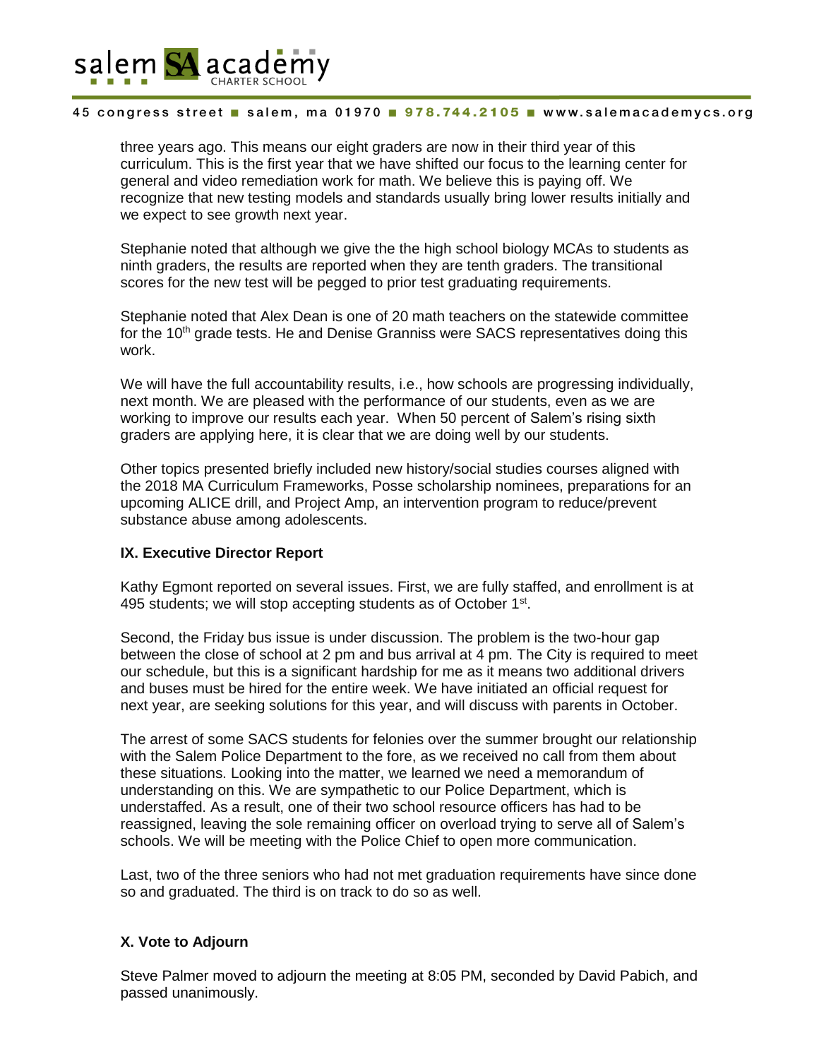three years ago. This means our eight graders are now in their third year of this curriculum. This is the first year that we have shifted our focus to the learning center for general and video remediation work for math. We believe this is paying off. We recognize that new testing models and standards usually bring lower results initially and we expect to see growth next year.

Stephanie noted that although we give the the high school biology MCAs to students as ninth graders, the results are reported when they are tenth graders. The transitional scores for the new test will be pegged to prior test graduating requirements.

Stephanie noted that Alex Dean is one of 20 math teachers on the statewide committee for the 10th grade tests. He and Denise Granniss were SACS representatives doing this work.

We will have the full accountability results, i.e., how schools are progressing individually, next month. We are pleased with the performance of our students, even as we are working to improve our results each year. When 50 percent of Salem's rising sixth graders are applying here, it is clear that we are doing well by our students.

Other topics presented briefly included new history/social studies courses aligned with the 2018 MA Curriculum Frameworks, Posse scholarship nominees, preparations for an upcoming ALICE drill, and Project Amp, an intervention program to reduce/prevent substance abuse among adolescents.

**IX. Executive Director Report**

Kathy Egmont reported on several issues. First, we are fully staffed, and enrollment is at 495 students; we will stop accepting students as of October 1st.

Second, the Friday bus issue is under discussion. The problem is the two-hour gap between the close of school at 2 pm and bus arrival at 4 pm. The City is required to meet our schedule, but this is a significant hardship for me as it means two additional drivers and buses must be hired for the entire week. We have initiated an official request for next year, are seeking solutions for this year, and will discuss with parents in October.

The arrest of some SACS students for felonies over the summer brought our relationship with the Salem Police Department to the fore, as we received no call from them about these situations. Looking into the matter, we learned we need a memorandum of understanding on this. We are sympathetic to our Police Department, which is understaffed. As a result, one of their two school resource officers has had to be reassigned, leaving the sole remaining officer on overload trying to serve all of Salem's schools. We will be meeting with the Police Chief to open more communication.

Last, two of the three seniors who had not met graduation requirements have since done so and graduated. The third is on track to do so as well.

**X. Vote to Adjourn**

Steve Palmer moved to adjourn the meeting at 8:05 PM, seconded by David Pabich, and passed unanimously.